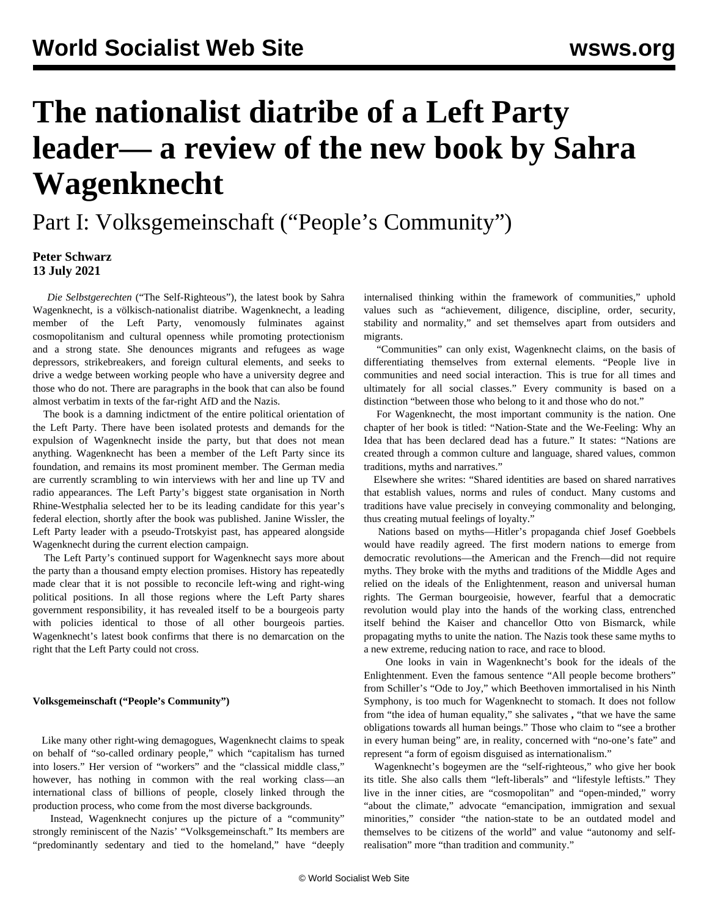# The nationalist diatribe of a Left Party leader— a review of the new book by Sahra Wagenknecht

## Part I: Volksgemeinschaft (“People’s Community”)

**Peter Schwarz**
**13 July 2021**

*Die Selbstgerechten* (“The Self-Righteous”), the latest book by Sahra Wagenknecht, is a völkisch-nationalist diatribe. Wagenknecht, a leading member of the Left Party, venomously fulminates against cosmopolitanism and cultural openness while promoting protectionism and a strong state. She denounces migrants and refugees as wage depressors, strikebreakers, and foreign cultural elements, and seeks to drive a wedge between working people who have a university degree and those who do not. There are paragraphs in the book that can also be found almost verbatim in texts of the far-right AfD and the Nazis.

The book is a damning indictment of the entire political orientation of the Left Party. There have been isolated protests and demands for the expulsion of Wagenknecht inside the party, but that does not mean anything. Wagenknecht has been a member of the Left Party since its foundation, and remains its most prominent member. The German media are currently scrambling to win interviews with her and line up TV and radio appearances. The Left Party’s biggest state organisation in North Rhine-Westphalia selected her to be its leading candidate for this year’s federal election, shortly after the book was published. Janine Wissler, the Left Party leader with a pseudo-Trotskyist past, has appeared alongside Wagenknecht during the current election campaign.

The Left Party’s continued support for Wagenknecht says more about the party than a thousand empty election promises. History has repeatedly made clear that it is not possible to reconcile left-wing and right-wing political positions. In all those regions where the Left Party shares government responsibility, it has revealed itself to be a bourgeois party with policies identical to those of all other bourgeois parties. Wagenknecht’s latest book confirms that there is no demarcation on the right that the Left Party could not cross.

### Volksgemeinschaft (“People’s Community”)

Like many other right-wing demagogues, Wagenknecht claims to speak on behalf of “so-called ordinary people,” which “capitalism has turned into losers.” Her version of “workers” and the “classical middle class,” however, has nothing in common with the real working class—an international class of billions of people, closely linked through the production process, who come from the most diverse backgrounds.

Instead, Wagenknecht conjures up the picture of a “community” strongly reminiscent of the Nazis’ “Volksgemeinschaft.” Its members are “predominantly sedentary and tied to the homeland,” have “deeply internalised thinking within the framework of communities,” uphold values such as “achievement, diligence, discipline, order, security, stability and normality,” and set themselves apart from outsiders and migrants.

“Communities” can only exist, Wagenknecht claims, on the basis of differentiating themselves from external elements. “People live in communities and need social interaction. This is true for all times and ultimately for all social classes.” Every community is based on a distinction “between those who belong to it and those who do not.”

For Wagenknecht, the most important community is the nation. One chapter of her book is titled: “Nation-State and the We-Feeling: Why an Idea that has been declared dead has a future.” It states: “Nations are created through a common culture and language, shared values, common traditions, myths and narratives.”

Elsewhere she writes: “Shared identities are based on shared narratives that establish values, norms and rules of conduct. Many customs and traditions have value precisely in conveying commonality and belonging, thus creating mutual feelings of loyalty.”

Nations based on myths—Hitler’s propaganda chief Josef Goebbels would have readily agreed. The first modern nations to emerge from democratic revolutions—the American and the French—did not require myths. They broke with the myths and traditions of the Middle Ages and relied on the ideals of the Enlightenment, reason and universal human rights. The German bourgeoisie, however, fearful that a democratic revolution would play into the hands of the working class, entrenched itself behind the Kaiser and chancellor Otto von Bismarck, while propagating myths to unite the nation. The Nazis took these same myths to a new extreme, reducing nation to race, and race to blood.

One looks in vain in Wagenknecht’s book for the ideals of the Enlightenment. Even the famous sentence “All people become brothers” from Schiller’s “Ode to Joy,” which Beethoven immortalised in his Ninth Symphony, is too much for Wagenknecht to stomach. It does not follow from “the idea of human equality,” she salivates **,** “that we have the same obligations towards all human beings.” Those who claim to “see a brother in every human being” are, in reality, concerned with “no-one’s fate” and represent “a form of egoism disguised as internationalism.”

Wagenknecht’s bogeymen are the “self-righteous,” who give her book its title. She also calls them “left-liberals” and “lifestyle leftists.” They live in the inner cities, are “cosmopolitan” and “open-minded,” worry “about the climate,” advocate “emancipation, immigration and sexual minorities,” consider “the nation-state to be an outdated model and themselves to be citizens of the world” and value “autonomy and self-realisation” more “than tradition and community.”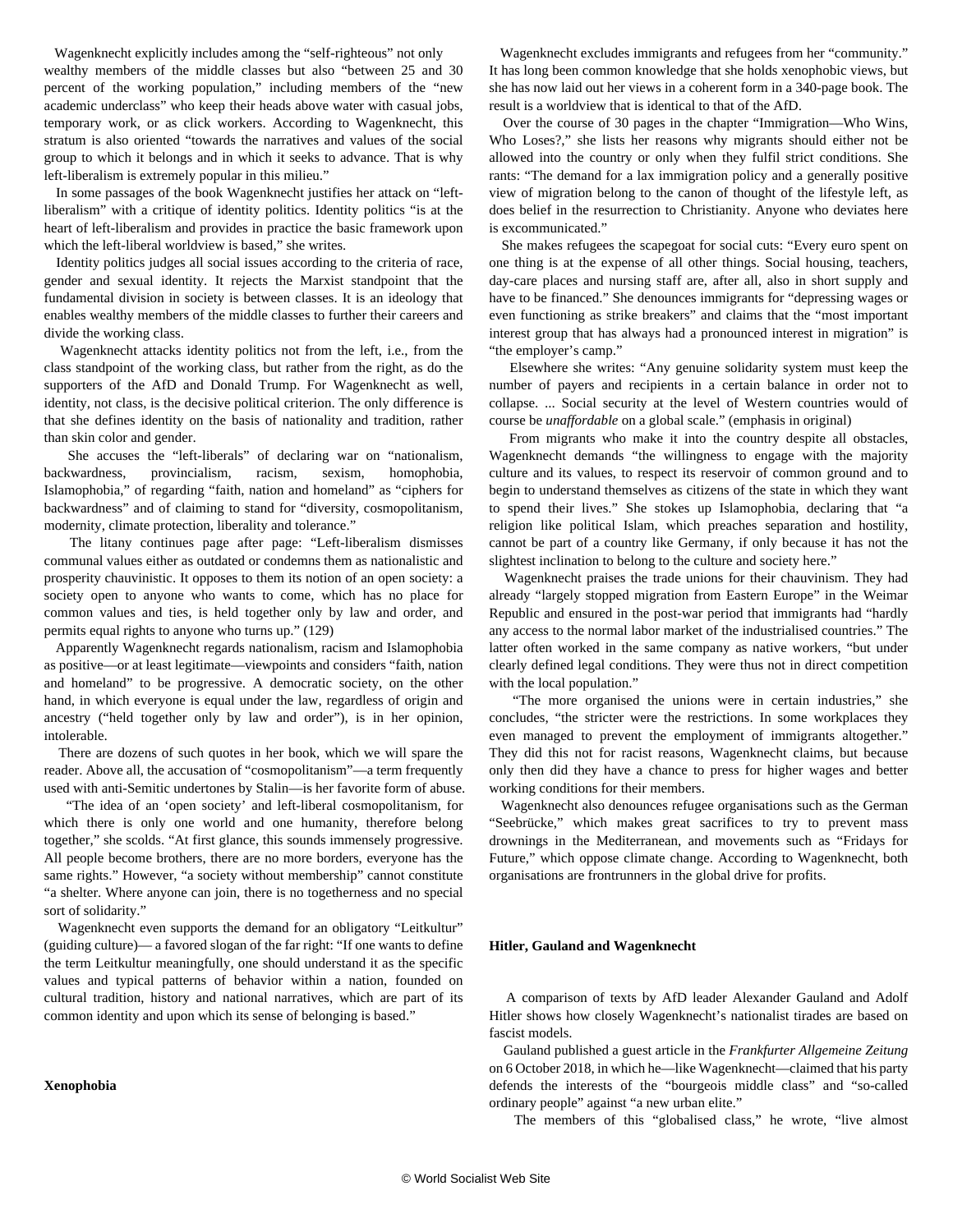Wagenknecht explicitly includes among the "self-righteous" not only wealthy members of the middle classes but also "between 25 and 30 percent of the working population," including members of the "new academic underclass" who keep their heads above water with casual jobs, temporary work, or as click workers. According to Wagenknecht, this stratum is also oriented "towards the narratives and values of the social group to which it belongs and in which it seeks to advance. That is why left-liberalism is extremely popular in this milieu."

In some passages of the book Wagenknecht justifies her attack on "left-liberalism" with a critique of identity politics. Identity politics "is at the heart of left-liberalism and provides in practice the basic framework upon which the left-liberal worldview is based," she writes.

Identity politics judges all social issues according to the criteria of race, gender and sexual identity. It rejects the Marxist standpoint that the fundamental division in society is between classes. It is an ideology that enables wealthy members of the middle classes to further their careers and divide the working class.

Wagenknecht attacks identity politics not from the left, i.e., from the class standpoint of the working class, but rather from the right, as do the supporters of the AfD and Donald Trump. For Wagenknecht as well, identity, not class, is the decisive political criterion. The only difference is that she defines identity on the basis of nationality and tradition, rather than skin color and gender.

She accuses the "left-liberals" of declaring war on "nationalism, backwardness, provincialism, racism, sexism, homophobia, Islamophobia," of regarding "faith, nation and homeland" as "ciphers for backwardness" and of claiming to stand for "diversity, cosmopolitanism, modernity, climate protection, liberality and tolerance."

The litany continues page after page: "Left-liberalism dismisses communal values either as outdated or condemns them as nationalistic and prosperity chauvinistic. It opposes to them its notion of an open society: a society open to anyone who wants to come, which has no place for common values and ties, is held together only by law and order, and permits equal rights to anyone who turns up." (129)

Apparently Wagenknecht regards nationalism, racism and Islamophobia as positive—or at least legitimate—viewpoints and considers "faith, nation and homeland" to be progressive. A democratic society, on the other hand, in which everyone is equal under the law, regardless of origin and ancestry ("held together only by law and order"), is in her opinion, intolerable.

There are dozens of such quotes in her book, which we will spare the reader. Above all, the accusation of "cosmopolitanism"—a term frequently used with anti-Semitic undertones by Stalin—is her favorite form of abuse.

"The idea of an 'open society' and left-liberal cosmopolitanism, for which there is only one world and one humanity, therefore belong together," she scolds. "At first glance, this sounds immensely progressive. All people become brothers, there are no more borders, everyone has the same rights." However, "a society without membership" cannot constitute "a shelter. Where anyone can join, there is no togetherness and no special sort of solidarity."

Wagenknecht even supports the demand for an obligatory "Leitkultur" (guiding culture)— a favored slogan of the far right: "If one wants to define the term Leitkultur meaningfully, one should understand it as the specific values and typical patterns of behavior within a nation, founded on cultural tradition, history and national narratives, which are part of its common identity and upon which its sense of belonging is based."

**Xenophobia**

Wagenknecht excludes immigrants and refugees from her "community." It has long been common knowledge that she holds xenophobic views, but she has now laid out her views in a coherent form in a 340-page book. The result is a worldview that is identical to that of the AfD.

Over the course of 30 pages in the chapter "Immigration—Who Wins, Who Loses?," she lists her reasons why migrants should either not be allowed into the country or only when they fulfil strict conditions. She rants: "The demand for a lax immigration policy and a generally positive view of migration belong to the canon of thought of the lifestyle left, as does belief in the resurrection to Christianity. Anyone who deviates here is excommunicated."

She makes refugees the scapegoat for social cuts: "Every euro spent on one thing is at the expense of all other things. Social housing, teachers, day-care places and nursing staff are, after all, also in short supply and have to be financed." She denounces immigrants for "depressing wages or even functioning as strike breakers" and claims that the "most important interest group that has always had a pronounced interest in migration" is "the employer's camp."

Elsewhere she writes: "Any genuine solidarity system must keep the number of payers and recipients in a certain balance in order not to collapse. ... Social security at the level of Western countries would of course be *unaffordable* on a global scale." (emphasis in original)

From migrants who make it into the country despite all obstacles, Wagenknecht demands "the willingness to engage with the majority culture and its values, to respect its reservoir of common ground and to begin to understand themselves as citizens of the state in which they want to spend their lives." She stokes up Islamophobia, declaring that "a religion like political Islam, which preaches separation and hostility, cannot be part of a country like Germany, if only because it has not the slightest inclination to belong to the culture and society here."

Wagenknecht praises the trade unions for their chauvinism. They had already "largely stopped migration from Eastern Europe" in the Weimar Republic and ensured in the post-war period that immigrants had "hardly any access to the normal labor market of the industrialised countries." The latter often worked in the same company as native workers, "but under clearly defined legal conditions. They were thus not in direct competition with the local population."

"The more organised the unions were in certain industries," she concludes, "the stricter were the restrictions. In some workplaces they even managed to prevent the employment of immigrants altogether." They did this not for racist reasons, Wagenknecht claims, but because only then did they have a chance to press for higher wages and better working conditions for their members.

Wagenknecht also denounces refugee organisations such as the German "Seebrücke," which makes great sacrifices to try to prevent mass drownings in the Mediterranean, and movements such as "Fridays for Future," which oppose climate change. According to Wagenknecht, both organisations are frontrunners in the global drive for profits.

**Hitler, Gauland and Wagenknecht**

A comparison of texts by AfD leader Alexander Gauland and Adolf Hitler shows how closely Wagenknecht's nationalist tirades are based on fascist models.

Gauland published a guest article in the *Frankfurter Allgemeine Zeitung* on 6 October 2018, in which he—like Wagenknecht—claimed that his party defends the interests of the "bourgeois middle class" and "so-called ordinary people" against "a new urban elite."

The members of this "globalised class," he wrote, "live almost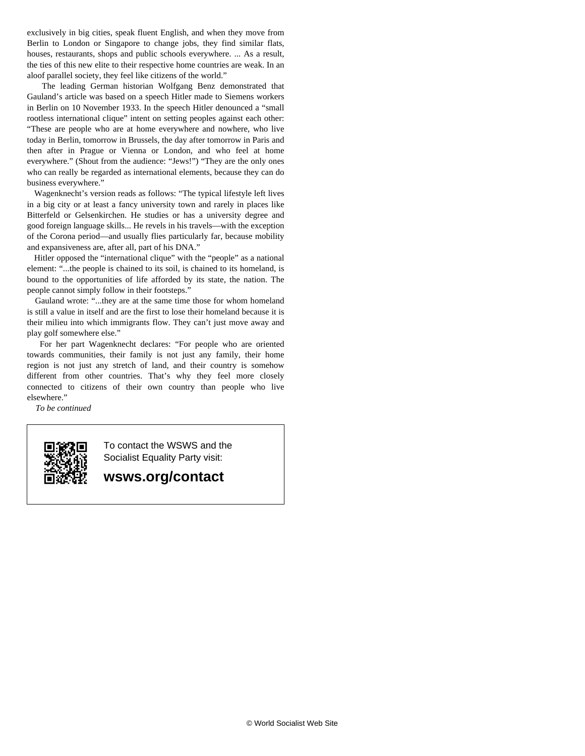exclusively in big cities, speak fluent English, and when they move from Berlin to London or Singapore to change jobs, they find similar flats, houses, restaurants, shops and public schools everywhere. ... As a result, the ties of this new elite to their respective home countries are weak. In an aloof parallel society, they feel like citizens of the world."

The leading German historian Wolfgang Benz demonstrated that Gauland's article was based on a speech Hitler made to Siemens workers in Berlin on 10 November 1933. In the speech Hitler denounced a "small rootless international clique" intent on setting peoples against each other: "These are people who are at home everywhere and nowhere, who live today in Berlin, tomorrow in Brussels, the day after tomorrow in Paris and then after in Prague or Vienna or London, and who feel at home everywhere." (Shout from the audience: "Jews!") "They are the only ones who can really be regarded as international elements, because they can do business everywhere."

Wagenknecht's version reads as follows: "The typical lifestyle left lives in a big city or at least a fancy university town and rarely in places like Bitterfeld or Gelsenkirchen. He studies or has a university degree and good foreign language skills... He revels in his travels—with the exception of the Corona period—and usually flies particularly far, because mobility and expansiveness are, after all, part of his DNA."

Hitler opposed the "international clique" with the "people" as a national element: "...the people is chained to its soil, is chained to its homeland, is bound to the opportunities of life afforded by its state, the nation. The people cannot simply follow in their footsteps."

Gauland wrote: "...they are at the same time those for whom homeland is still a value in itself and are the first to lose their homeland because it is their milieu into which immigrants flow. They can't just move away and play golf somewhere else."

For her part Wagenknecht declares: "For people who are oriented towards communities, their family is not just any family, their home region is not just any stretch of land, and their country is somehow different from other countries. That's why they feel more closely connected to citizens of their own country than people who live elsewhere."

*To be continued*

To contact the WSWS and the Socialist Equality Party visit:

**wsws.org/contact**